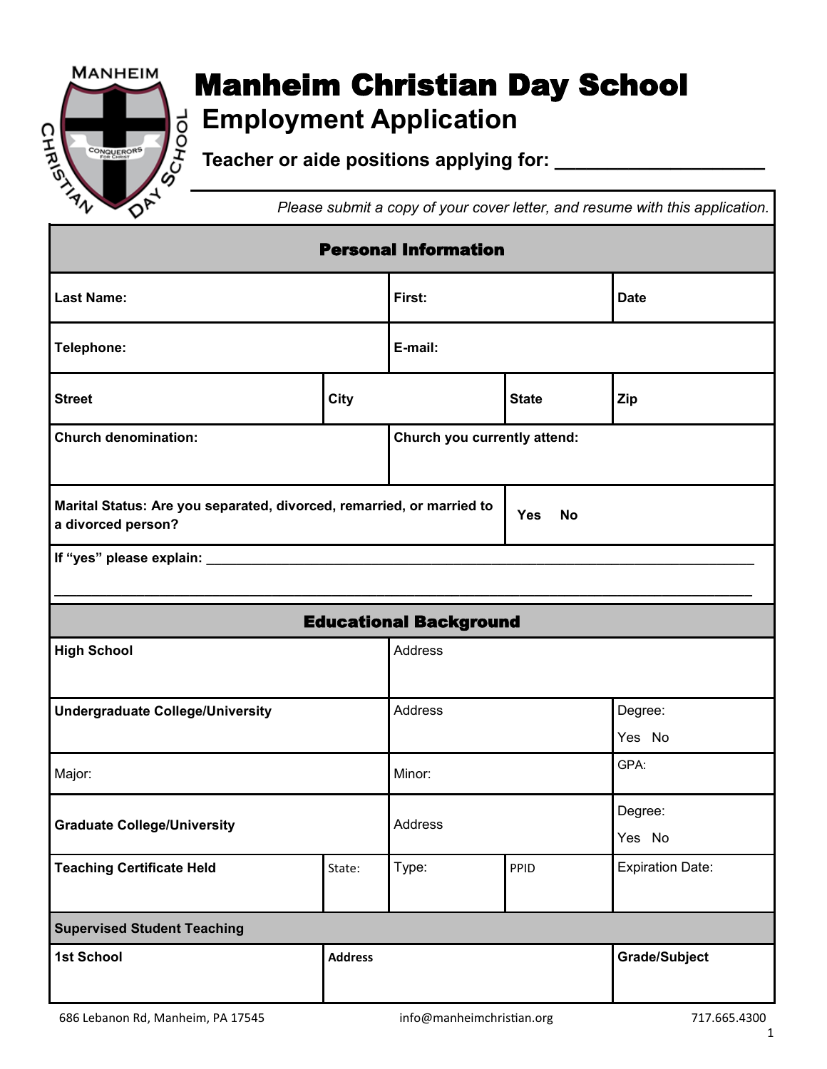# Manheim Christian Day School

## Employment Application

**Teacher or aide positions applying for: ___________________**

*Please submit a copy of your cover letter, and resume with this application.*

## Personal Information

| **Last Name:** | | **First:** | | **Date** |
|---|---|---|---|---|
| **Telephone:** | | **E-mail:** | | |
| **Street** | **City** | | **State** | **Zip** |
| **Church denomination:** | | **Church you currently attend:** | | |
| **Marital Status: Are you separated, divorced, remarried, or married to a divorced person?** | | | **Yes No** | |

**If "yes" please explain:** ___________________________________________________________________________

_______________________________________________________________________________________

## Educational Background

| **High School** | | Address | | |
|---|---|---|---|---|
| **Undergraduate College/University** | | Address | | Degree: Yes No |
| Major: | | Minor: | | GPA: |
| **Graduate College/University** | | Address | | Degree: Yes No |
| **Teaching Certificate Held** | State: | Type: | PPID | Expiration Date: |

### Supervised Student Teaching

| **1st School** | **Address** | **Grade/Subject** |
|---|---|---|
| | | |

686 Lebanon Rd, Manheim, PA 17545 | info@manheimchristian.org | 717.665.4300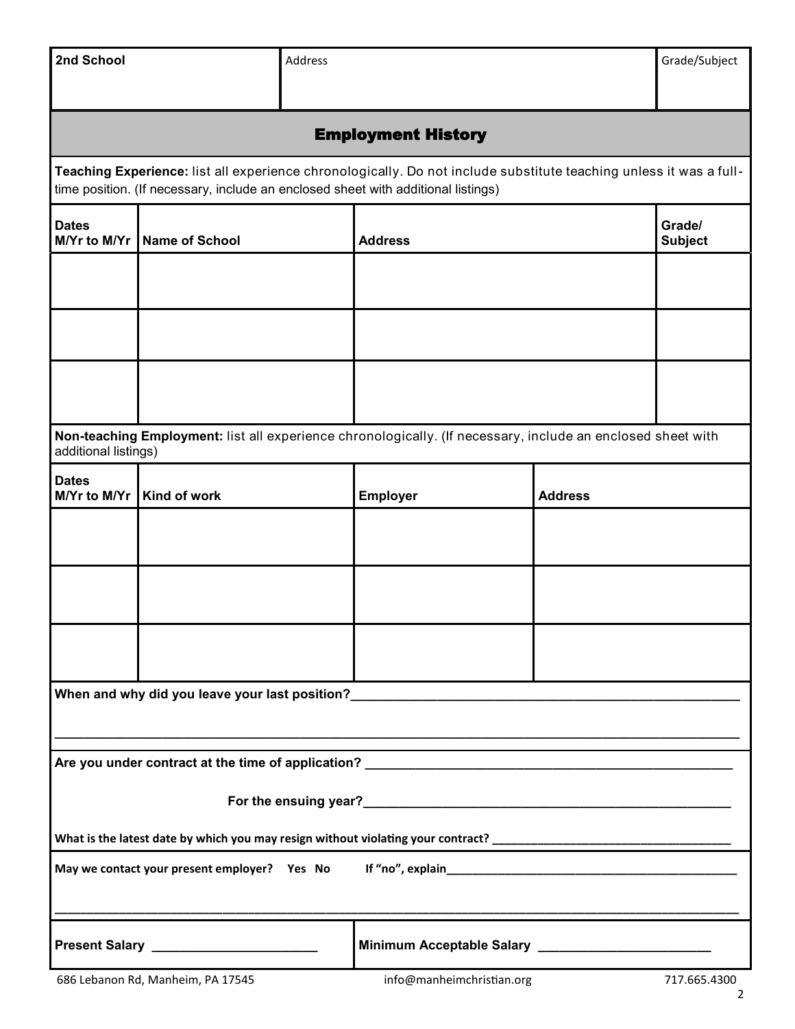| 2nd School | Address | Grade/Subject |
|---|---|---|
| | | |

## Employment History

**Teaching Experience:** list all experience chronologically. Do not include substitute teaching unless it was a full-time position. (If necessary, include an enclosed sheet with additional listings)

| Dates M/Yr to M/Yr | Name of School | Address | Grade/ Subject |
|---|---|---|---|
| | | | |
| | | | |
| | | | |

**Non-teaching Employment:** list all experience chronologically. (If necessary, include an enclosed sheet with additional listings)

| Dates M/Yr to M/Yr | Kind of work | Employer | Address |
|---|---|---|---|
| | | | |
| | | | |
| | | | |

**When and why did you leave your last position?**_______________________________________________

_______________________________________________________________________________

**Are you under contract at the time of application?** ___________________________________________

**For the ensuing year?**_______________________________________________

**What is the latest date by which you may resign without violating your contract?** ______________________________

**May we contact your present employer? Yes No If "no", explain**________________________________________

_______________________________________________________________________________

**Present Salary** _____________________ **Minimum Acceptable Salary** _____________________

686 Lebanon Rd, Manheim, PA 17545 info@manheimchristian.org 717.665.4300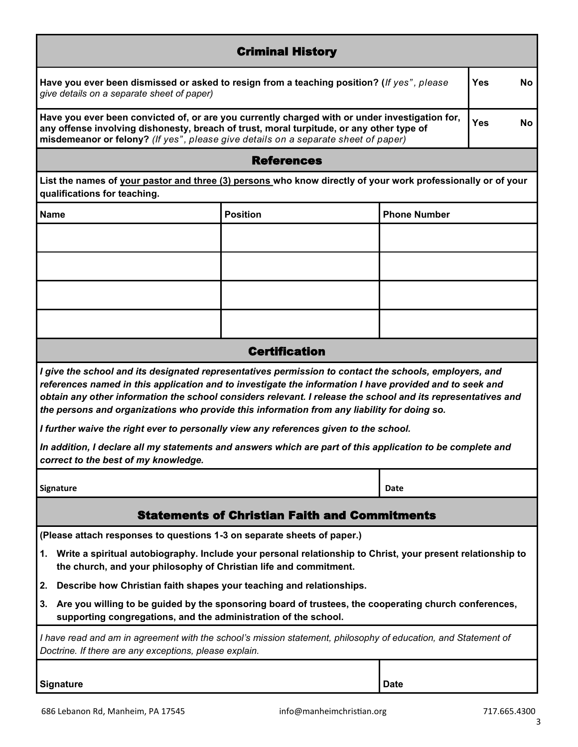## Criminal History

| | |
|---|---|
| **Have you ever been dismissed or asked to resign from a teaching position? (***If yes", please give details on a separate sheet of paper)* | **Yes** **No** |
| **Have you ever been convicted of, or are you currently charged with or under investigation for, any offense involving dishonesty, breach of trust, moral turpitude, or any other type of misdemeanor or felony?** *(If yes", please give details on a separate sheet of paper)* | **Yes** **No** |

## References

**List the names of <u>your pastor and three (3) persons</u> who know directly of your work professionally or of your qualifications for teaching.**

| Name | Position | Phone Number |
|---|---|---|
| | | |
| | | |
| | | |
| | | |

## Certification

***I give the school and its designated representatives permission to contact the schools, employers, and references named in this application and to investigate the information I have provided and to seek and obtain any other information the school considers relevant. I release the school and its representatives and the persons and organizations who provide this information from any liability for doing so.***

***I further waive the right ever to personally view any references given to the school.***

***In addition, I declare all my statements and answers which are part of this application to be complete and correct to the best of my knowledge.***

| Signature | Date |
|---|---|

## Statements of Christian Faith and Commitments

**(Please attach responses to questions 1-3 on separate sheets of paper.)**

1. **Write a spiritual autobiography. Include your personal relationship to Christ, your present relationship to the church, and your philosophy of Christian life and commitment.**
2. **Describe how Christian faith shapes your teaching and relationships.**
3. **Are you willing to be guided by the sponsoring board of trustees, the cooperating church conferences, supporting congregations, and the administration of the school.**

*I have read and am in agreement with the school's mission statement, philosophy of education, and Statement of Doctrine. If there are any exceptions, please explain.*

| Signature | Date |
|---|---|

686 Lebanon Rd, Manheim, PA 17545 info@manheimchristian.org 717.665.4300